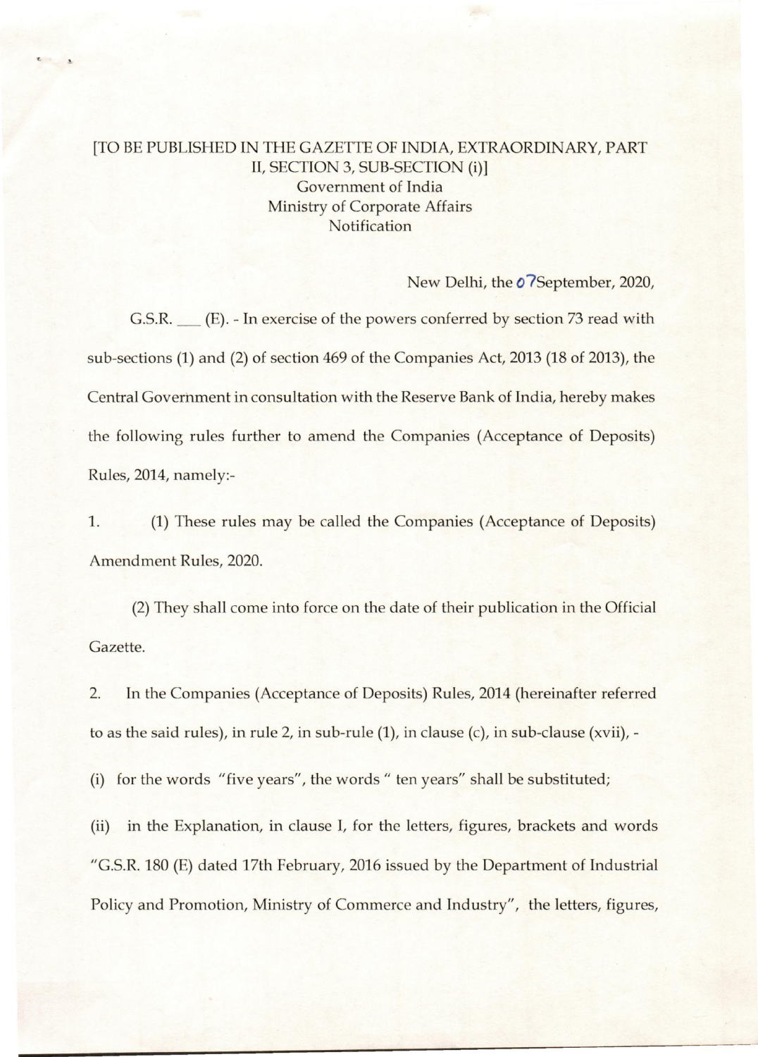[TO BE PUBLISHED IN THE GAZETTE OF INDIA, EXTRAORDINARY, PART II, SECTION 3, SUB-SECTION (i)]

Government of India

Ministry of Corporate Affairs

Notification

New Delhi, the 07September, 2020,

G.S.R. ___ (E). - In exercise of the powers conferred by section 73 read with sub-sections (1) and (2) of section 469 of the Companies Act, 2013 (18 of 2013), the Central Government in consultation with the Reserve Bank of India, hereby makes the following rules further to amend the Companies (Acceptance of Deposits) Rules, 2014, namely:-

1. (1) These rules may be called the Companies (Acceptance of Deposits) Amendment Rules, 2020.

(2) They shall come into force on the date of their publication in the Official Gazette.

2. In the Companies (Acceptance of Deposits) Rules, 2014 (hereinafter referred to as the said rules), in rule 2, in sub-rule (1), in clause (c), in sub-clause (xvii), -

(i) for the words "five years", the words " ten years" shall be substituted;

(ii) in the Explanation, in clause I, for the letters, figures, brackets and words "G.S.R. 180 (E) dated 17th February, 2016 issued by the Department of Industrial Policy and Promotion, Ministry of Commerce and Industry", the letters, figures,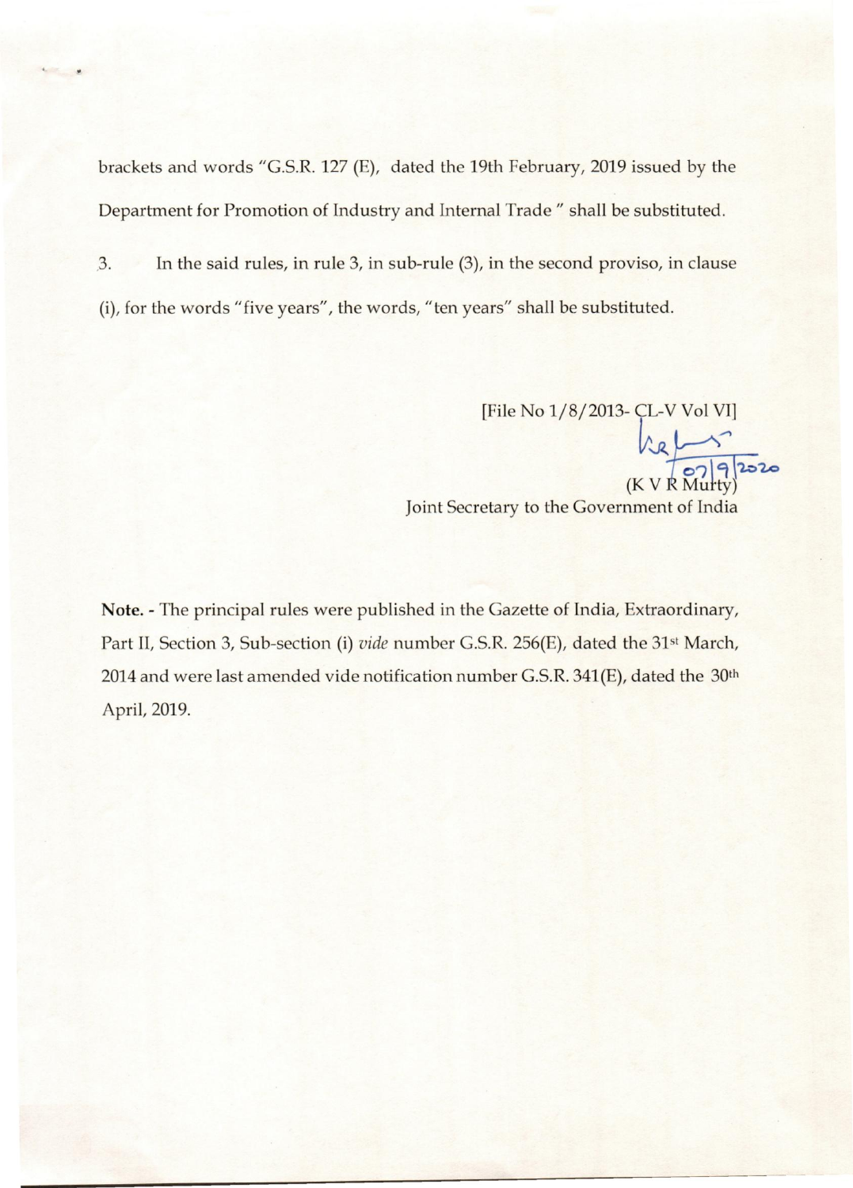brackets and words "G.S.R. 127 (E), dated the 19th February, 2019 issued by the Department for Promotion of Industry and Internal Trade " shall be substituted.

3. In the said rules, in rule 3, in sub-rule (3), in the second proviso, in clause (i), for the words "five years", the words, "ten years" shall be substituted.

[File No 1/8/2013- CL-V Vol VI]

07/9/2020

(K V R Murty)

Joint Secretary to the Government of India

**Note.** - The principal rules were published in the Gazette of India, Extraordinary, Part II, Section 3, Sub-section (i) *vide* number G.S.R. 256(E), dated the 31st March, 2014 and were last amended vide notification number G.S.R. 341(E), dated the 30th April, 2019.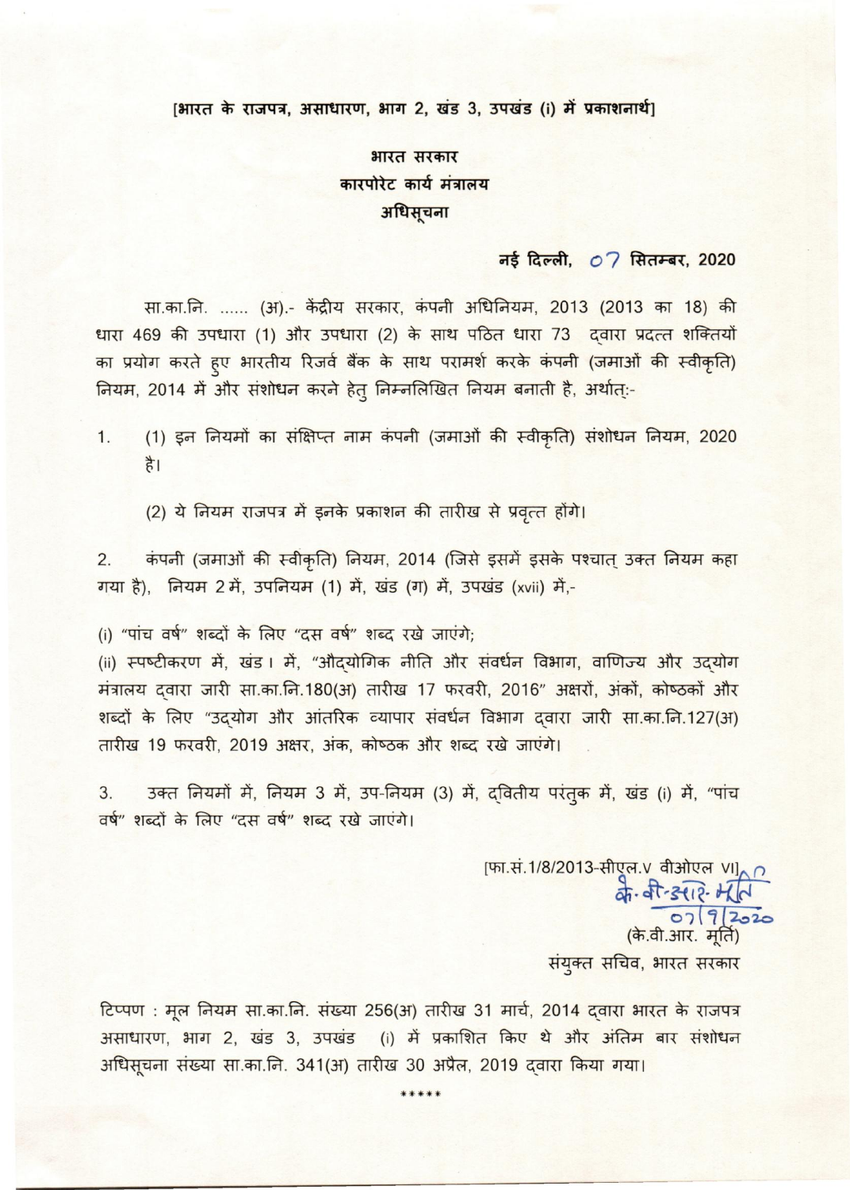[भारत के राजपत्र, असाधारण, भाग 2, खंड 3, उपखंड (i) में प्रकाशनार्थ]

**भारत सरकार**
**कारपोरेट कार्य मंत्रालय**
**अधिसूचना**

**नई दिल्ली, 07 सितम्बर, 2020**

सा.का.नि. ...... (अ).- केंद्रीय सरकार, कंपनी अधिनियम, 2013 (2013 का 18) की धारा 469 की उपधारा (1) और उपधारा (2) के साथ पठित धारा 73 द्वारा प्रदत्त शक्तियों का प्रयोग करते हुए भारतीय रिजर्व बैंक के साथ परामर्श करके कंपनी (जमाओं की स्वीकृति) नियम, 2014 में और संशोधन करने हेतु निम्नलिखित नियम बनाती है, अर्थात:-

1. (1) इन नियमों का संक्षिप्त नाम कंपनी (जमाओं की स्वीकृति) संशोधन नियम, 2020 है।

   (2) ये नियम राजपत्र में इनके प्रकाशन की तारीख से प्रवृत्त होंगे।

2. कंपनी (जमाओं की स्वीकृति) नियम, 2014 (जिसे इसमें इसके पश्चात् उक्त नियम कहा गया है), नियम 2 में, उपनियम (1) में, खंड (ग) में, उपखंड (xvii) में,-

(i) "पांच वर्ष" शब्दों के लिए "दस वर्ष" शब्द रखे जाएंगे;
(ii) स्पष्टीकरण में, खंड I में, "औद्योगिक नीति और संवर्धन विभाग, वाणिज्य और उद्योग मंत्रालय द्वारा जारी सा.का.नि.180(अ) तारीख 17 फरवरी, 2016" अक्षरों, अंकों, कोष्ठकों और शब्दों के लिए "उद्योग और आंतरिक व्यापार संवर्धन विभाग द्वारा जारी सा.का.नि.127(अ) तारीख 19 फरवरी, 2019 अक्षर, अंक, कोष्ठक और शब्द रखे जाएंगे।

3. उक्त नियमों में, नियम 3 में, उप-नियम (3) में, द्वितीय परंतुक में, खंड (i) में, "पांच वर्ष" शब्दों के लिए "दस वर्ष" शब्द रखे जाएंगे।

[फा.सं.1/8/2013-सीएल.V वीओएल VI]

के.वी.आर. मूर्ति
07/9/2020

(के.वी.आर. मूर्ति)
संयुक्त सचिव, भारत सरकार

टिप्पण : मूल नियम सा.का.नि. संख्या 256(अ) तारीख 31 मार्च, 2014 द्वारा भारत के राजपत्र असाधारण, भाग 2, खंड 3, उपखंड (i) में प्रकाशित किए थे और अंतिम बार संशोधन अधिसूचना संख्या सा.का.नि. 341(अ) तारीख 30 अप्रैल, 2019 द्वारा किया गया।

\*\*\*\*\*